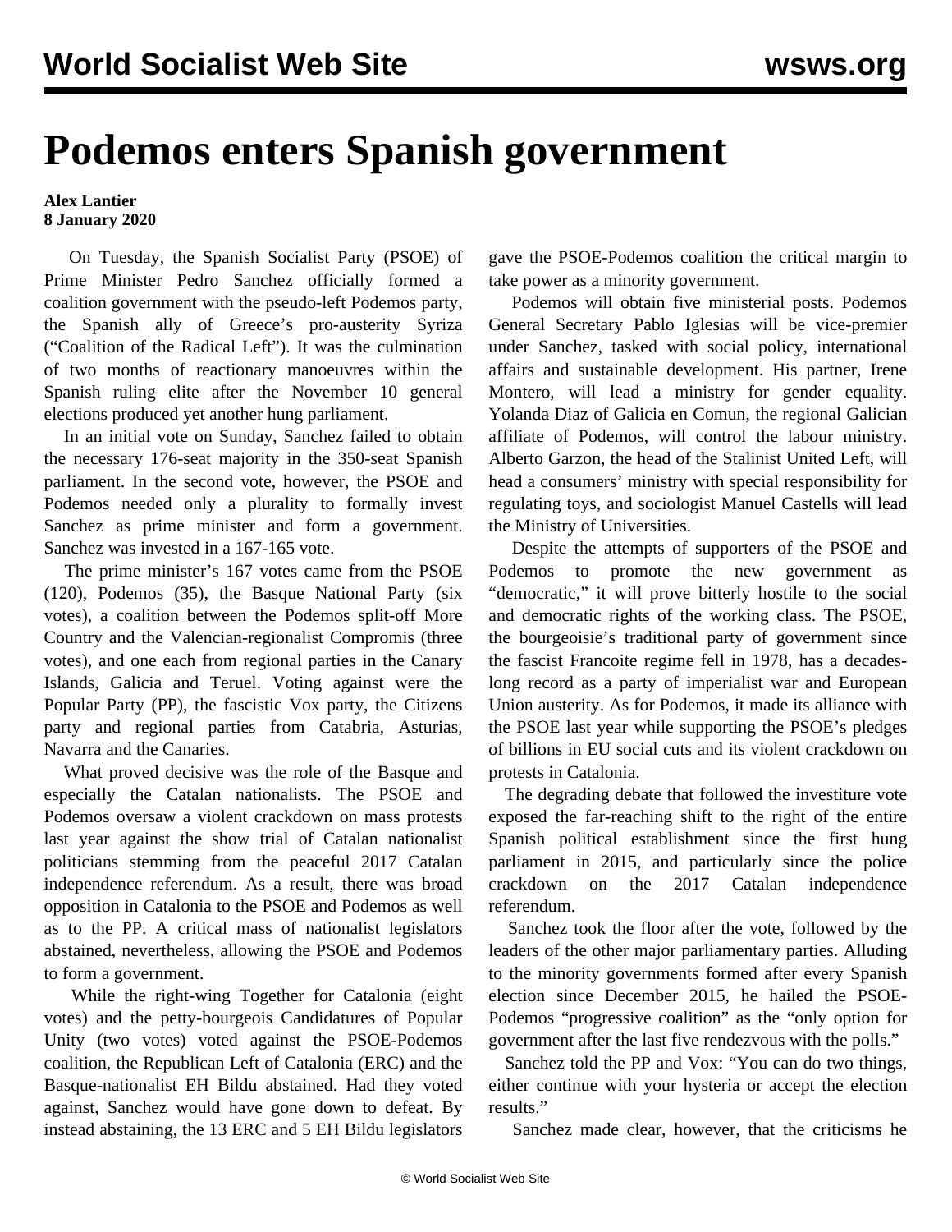# Podemos enters Spanish government

**Alex Lantier**
**8 January 2020**

On Tuesday, the Spanish Socialist Party (PSOE) of Prime Minister Pedro Sanchez officially formed a coalition government with the pseudo-left Podemos party, the Spanish ally of Greece's pro-austerity Syriza ("Coalition of the Radical Left"). It was the culmination of two months of reactionary manoeuvres within the Spanish ruling elite after the November 10 general elections produced yet another hung parliament.

In an initial vote on Sunday, Sanchez failed to obtain the necessary 176-seat majority in the 350-seat Spanish parliament. In the second vote, however, the PSOE and Podemos needed only a plurality to formally invest Sanchez as prime minister and form a government. Sanchez was invested in a 167-165 vote.

The prime minister's 167 votes came from the PSOE (120), Podemos (35), the Basque National Party (six votes), a coalition between the Podemos split-off More Country and the Valencian-regionalist Compromis (three votes), and one each from regional parties in the Canary Islands, Galicia and Teruel. Voting against were the Popular Party (PP), the fascistic Vox party, the Citizens party and regional parties from Catabria, Asturias, Navarra and the Canaries.

What proved decisive was the role of the Basque and especially the Catalan nationalists. The PSOE and Podemos oversaw a violent crackdown on mass protests last year against the show trial of Catalan nationalist politicians stemming from the peaceful 2017 Catalan independence referendum. As a result, there was broad opposition in Catalonia to the PSOE and Podemos as well as to the PP. A critical mass of nationalist legislators abstained, nevertheless, allowing the PSOE and Podemos to form a government.

While the right-wing Together for Catalonia (eight votes) and the petty-bourgeois Candidatures of Popular Unity (two votes) voted against the PSOE-Podemos coalition, the Republican Left of Catalonia (ERC) and the Basque-nationalist EH Bildu abstained. Had they voted against, Sanchez would have gone down to defeat. By instead abstaining, the 13 ERC and 5 EH Bildu legislators gave the PSOE-Podemos coalition the critical margin to take power as a minority government.

Podemos will obtain five ministerial posts. Podemos General Secretary Pablo Iglesias will be vice-premier under Sanchez, tasked with social policy, international affairs and sustainable development. His partner, Irene Montero, will lead a ministry for gender equality. Yolanda Diaz of Galicia en Comun, the regional Galician affiliate of Podemos, will control the labour ministry. Alberto Garzon, the head of the Stalinist United Left, will head a consumers' ministry with special responsibility for regulating toys, and sociologist Manuel Castells will lead the Ministry of Universities.

Despite the attempts of supporters of the PSOE and Podemos to promote the new government as "democratic," it will prove bitterly hostile to the social and democratic rights of the working class. The PSOE, the bourgeoisie's traditional party of government since the fascist Francoite regime fell in 1978, has a decades-long record as a party of imperialist war and European Union austerity. As for Podemos, it made its alliance with the PSOE last year while supporting the PSOE's pledges of billions in EU social cuts and its violent crackdown on protests in Catalonia.

The degrading debate that followed the investiture vote exposed the far-reaching shift to the right of the entire Spanish political establishment since the first hung parliament in 2015, and particularly since the police crackdown on the 2017 Catalan independence referendum.

Sanchez took the floor after the vote, followed by the leaders of the other major parliamentary parties. Alluding to the minority governments formed after every Spanish election since December 2015, he hailed the PSOE-Podemos "progressive coalition" as the "only option for government after the last five rendezvous with the polls."

Sanchez told the PP and Vox: "You can do two things, either continue with your hysteria or accept the election results."

Sanchez made clear, however, that the criticisms he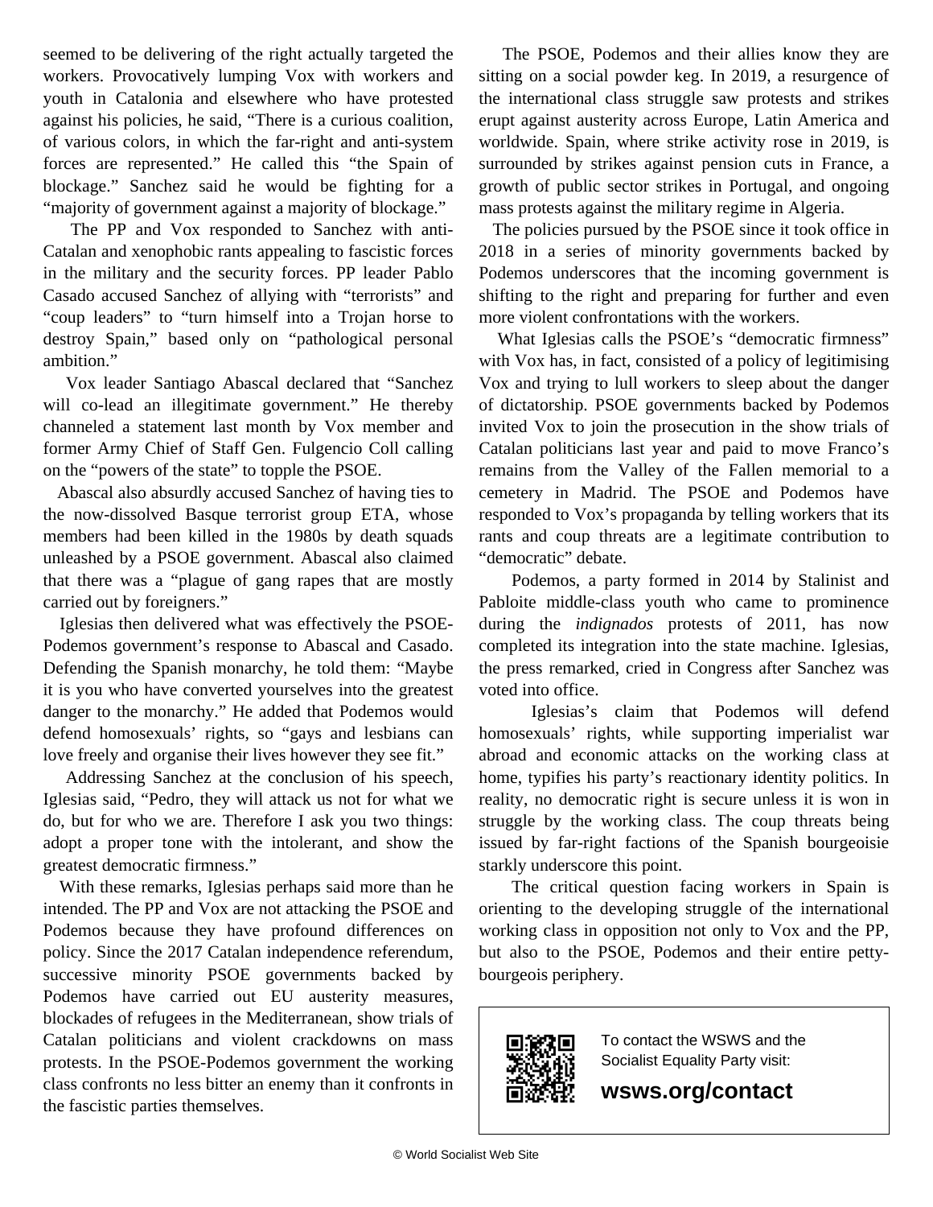seemed to be delivering of the right actually targeted the workers. Provocatively lumping Vox with workers and youth in Catalonia and elsewhere who have protested against his policies, he said, "There is a curious coalition, of various colors, in which the far-right and anti-system forces are represented." He called this "the Spain of blockage." Sanchez said he would be fighting for a "majority of government against a majority of blockage."

The PP and Vox responded to Sanchez with anti-Catalan and xenophobic rants appealing to fascistic forces in the military and the security forces. PP leader Pablo Casado accused Sanchez of allying with "terrorists" and "coup leaders" to "turn himself into a Trojan horse to destroy Spain," based only on "pathological personal ambition."

Vox leader Santiago Abascal declared that "Sanchez will co-lead an illegitimate government." He thereby channeled a statement last month by Vox member and former Army Chief of Staff Gen. Fulgencio Coll calling on the "powers of the state" to topple the PSOE.

Abascal also absurdly accused Sanchez of having ties to the now-dissolved Basque terrorist group ETA, whose members had been killed in the 1980s by death squads unleashed by a PSOE government. Abascal also claimed that there was a "plague of gang rapes that are mostly carried out by foreigners."

Iglesias then delivered what was effectively the PSOE-Podemos government's response to Abascal and Casado. Defending the Spanish monarchy, he told them: "Maybe it is you who have converted yourselves into the greatest danger to the monarchy." He added that Podemos would defend homosexuals' rights, so "gays and lesbians can love freely and organise their lives however they see fit."

Addressing Sanchez at the conclusion of his speech, Iglesias said, "Pedro, they will attack us not for what we do, but for who we are. Therefore I ask you two things: adopt a proper tone with the intolerant, and show the greatest democratic firmness."

With these remarks, Iglesias perhaps said more than he intended. The PP and Vox are not attacking the PSOE and Podemos because they have profound differences on policy. Since the 2017 Catalan independence referendum, successive minority PSOE governments backed by Podemos have carried out EU austerity measures, blockades of refugees in the Mediterranean, show trials of Catalan politicians and violent crackdowns on mass protests. In the PSOE-Podemos government the working class confronts no less bitter an enemy than it confronts in the fascistic parties themselves.

The PSOE, Podemos and their allies know they are sitting on a social powder keg. In 2019, a resurgence of the international class struggle saw protests and strikes erupt against austerity across Europe, Latin America and worldwide. Spain, where strike activity rose in 2019, is surrounded by strikes against pension cuts in France, a growth of public sector strikes in Portugal, and ongoing mass protests against the military regime in Algeria.

The policies pursued by the PSOE since it took office in 2018 in a series of minority governments backed by Podemos underscores that the incoming government is shifting to the right and preparing for further and even more violent confrontations with the workers.

What Iglesias calls the PSOE's "democratic firmness" with Vox has, in fact, consisted of a policy of legitimising Vox and trying to lull workers to sleep about the danger of dictatorship. PSOE governments backed by Podemos invited Vox to join the prosecution in the show trials of Catalan politicians last year and paid to move Franco's remains from the Valley of the Fallen memorial to a cemetery in Madrid. The PSOE and Podemos have responded to Vox's propaganda by telling workers that its rants and coup threats are a legitimate contribution to "democratic" debate.

Podemos, a party formed in 2014 by Stalinist and Pabloite middle-class youth who came to prominence during the *indignados* protests of 2011, has now completed its integration into the state machine. Iglesias, the press remarked, cried in Congress after Sanchez was voted into office.

Iglesias's claim that Podemos will defend homosexuals' rights, while supporting imperialist war abroad and economic attacks on the working class at home, typifies his party's reactionary identity politics. In reality, no democratic right is secure unless it is won in struggle by the working class. The coup threats being issued by far-right factions of the Spanish bourgeoisie starkly underscore this point.

The critical question facing workers in Spain is orienting to the developing struggle of the international working class in opposition not only to Vox and the PP, but also to the PSOE, Podemos and their entire petty-bourgeois periphery.

To contact the WSWS and the Socialist Equality Party visit:

**wsws.org/contact**